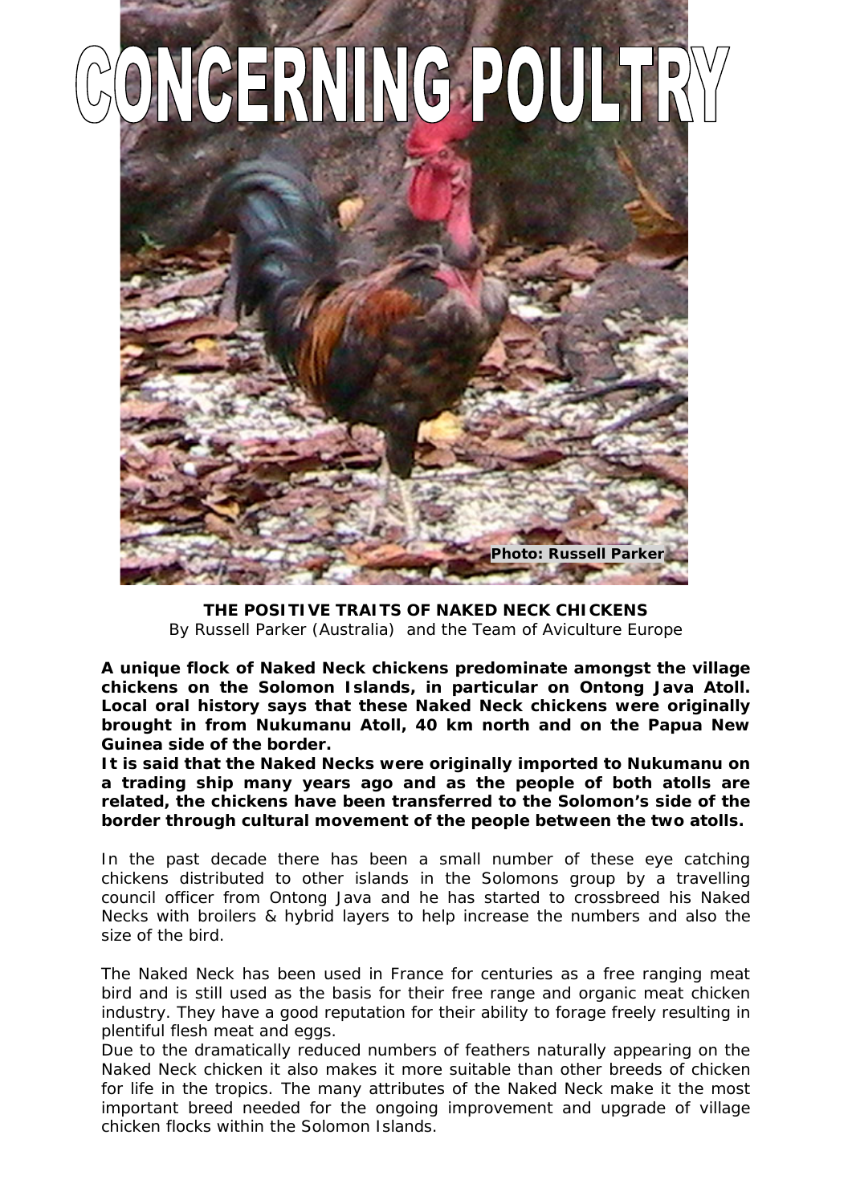# CONCERNING POULTRY

Photo: Russell Parker

**THE POSITIVE TRAITS OF NAKED NECK CHICKENS**

By Russell Parker (Australia) and the Team of Aviculture Europe

**A unique flock of Naked Neck chickens predominate amongst the village chickens on the Solomon Islands, in particular on Ontong Java Atoll. Local oral history says that these Naked Neck chickens were originally brought in from Nukumanu Atoll, 40 km north and on the Papua New Guinea side of the border.**

**It is said that the Naked Necks were originally imported to Nukumanu on a trading ship many years ago and as the people of both atolls are related, the chickens have been transferred to the Solomon's side of the border through cultural movement of the people between the two atolls.**

In the past decade there has been a small number of these eye catching chickens distributed to other islands in the Solomons group by a travelling council officer from Ontong Java and he has started to crossbreed his Naked Necks with broilers & hybrid layers to help increase the numbers and also the size of the bird.

The Naked Neck has been used in France for centuries as a free ranging meat bird and is still used as the basis for their free range and organic meat chicken industry. They have a good reputation for their ability to forage freely resulting in plentiful flesh meat and eggs.

Due to the dramatically reduced numbers of feathers naturally appearing on the Naked Neck chicken it also makes it more suitable than other breeds of chicken for life in the tropics. The many attributes of the Naked Neck make it the most important breed needed for the ongoing improvement and upgrade of village chicken flocks within the Solomon Islands.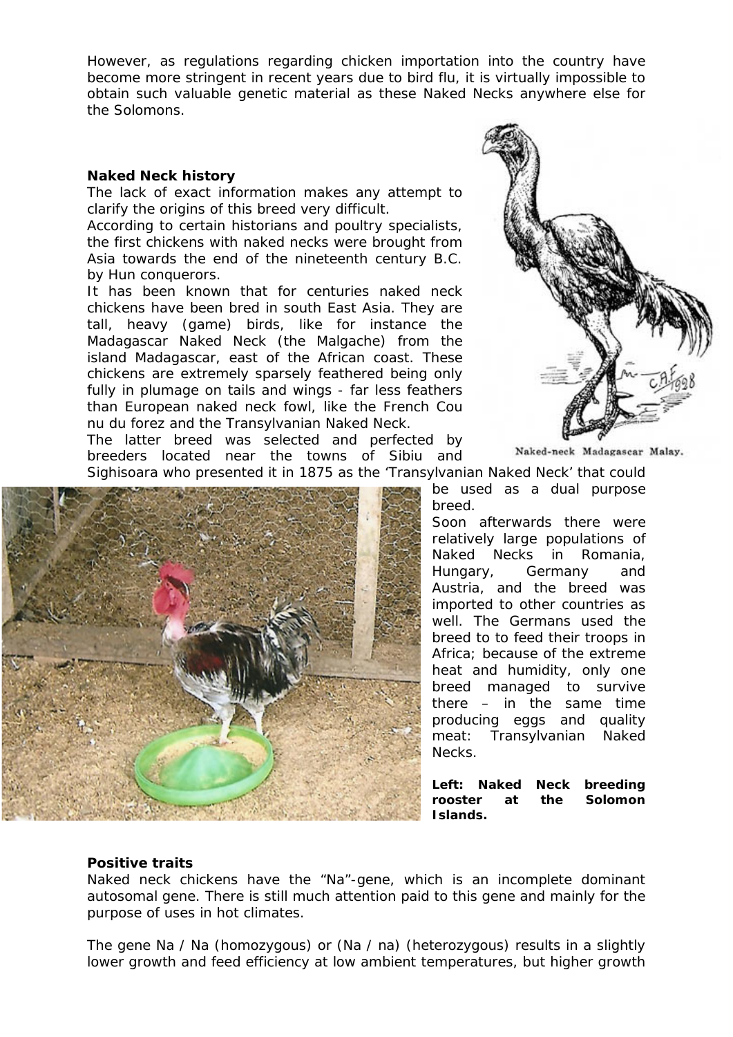However, as regulations regarding chicken importation into the country have become more stringent in recent years due to bird flu, it is virtually impossible to obtain such valuable genetic material as these Naked Necks anywhere else for the Solomons.

**Naked Neck history**

The lack of exact information makes any attempt to clarify the origins of this breed very difficult.

According to certain historians and poultry specialists, the first chickens with naked necks were brought from Asia towards the end of the nineteenth century B.C. by Hun conquerors.

It has been known that for centuries naked neck chickens have been bred in south East Asia. They are tall, heavy (game) birds, like for instance the Madagascar Naked Neck (the Malgache) from the island Madagascar, east of the African coast. These chickens are extremely sparsely feathered being only fully in plumage on tails and wings - far less feathers than European naked neck fowl, like the French Cou nu du forez and the Transylvanian Naked Neck.

The latter breed was selected and perfected by breeders located near the towns of Sibiu and Sighisoara who presented it in 1875 as the 'Transylvanian Naked Neck' that could be used as a dual purpose breed.

Naked-neck Madagascar Malay.

Soon afterwards there were relatively large populations of Naked Necks in Romania, Hungary, Germany and Austria, and the breed was imported to other countries as well. The Germans used the breed to to feed their troops in Africa; because of the extreme heat and humidity, only one breed managed to survive there – in the same time producing eggs and quality meat: Transylvanian Naked Necks.

**Left: Naked Neck breeding rooster at the Solomon Islands.**

**Positive traits**

Naked neck chickens have the "Na"-gene, which is an incomplete dominant autosomal gene. There is still much attention paid to this gene and mainly for the purpose of uses in hot climates.

The gene Na / Na (homozygous) or (Na / na) (heterozygous) results in a slightly lower growth and feed efficiency at low ambient temperatures, but higher growth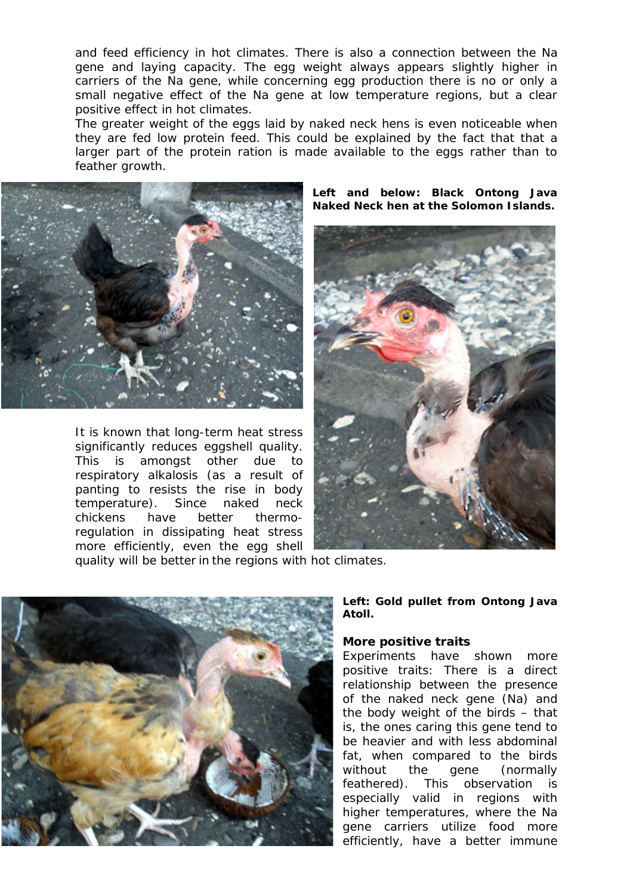and feed efficiency in hot climates. There is also a connection between the Na gene and laying capacity. The egg weight always appears slightly higher in carriers of the Na gene, while concerning egg production there is no or only a small negative effect of the Na gene at low temperature regions, but a clear positive effect in hot climates.

The greater weight of the eggs laid by naked neck hens is even noticeable when they are fed low protein feed. This could be explained by the fact that a larger part of the protein ration is made available to the eggs rather than to feather growth.

**Left and below: Black Ontong Java Naked Neck hen at the Solomon Islands.**

It is known that long-term heat stress significantly reduces eggshell quality. This is amongst other due to respiratory alkalosis (as a result of panting to resists the rise in body temperature). Since naked neck chickens have better thermo-regulation in dissipating heat stress more efficiently, even the egg shell quality will be better in the regions with hot climates.

**Left: Gold pullet from Ontong Java Atoll.**

**More positive traits**

Experiments have shown more positive traits: There is a direct relationship between the presence of the naked neck gene (Na) and the body weight of the birds – that is, the ones caring this gene tend to be heavier and with less abdominal fat, when compared to the birds without the gene (normally feathered). This observation is especially valid in regions with higher temperatures, where the Na gene carriers utilize food more efficiently, have a better immune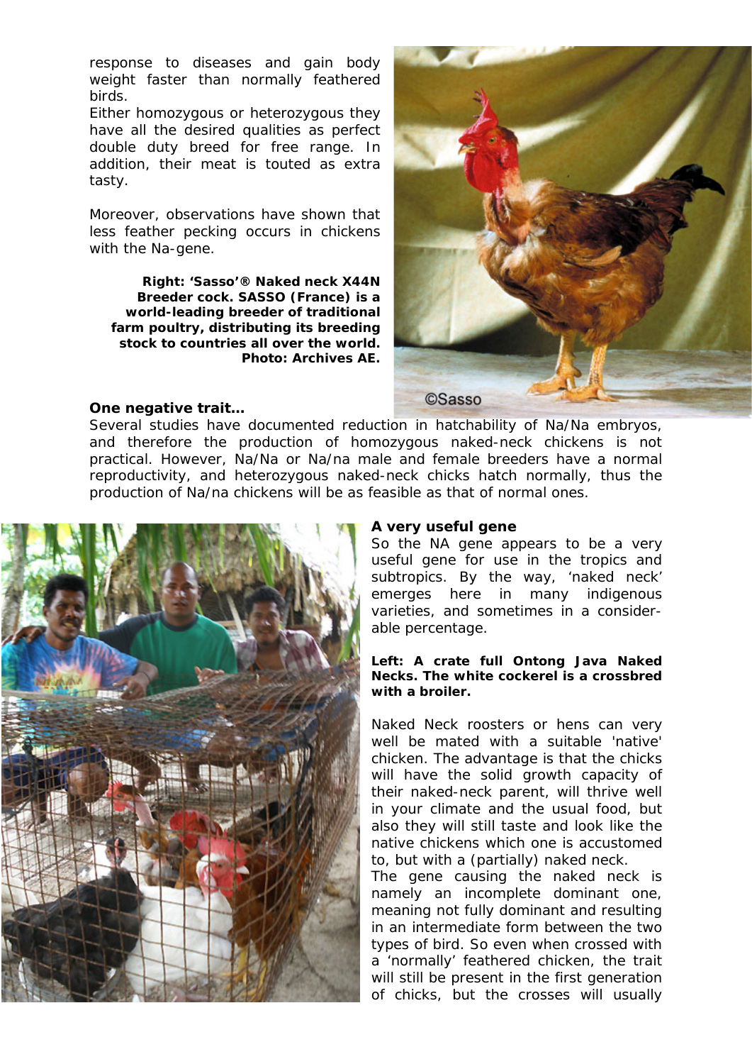response to diseases and gain body weight faster than normally feathered birds.
Either homozygous or heterozygous they have all the desired qualities as perfect double duty breed for free range. In addition, their meat is touted as extra tasty.

Moreover, observations have shown that less feather pecking occurs in chickens with the Na-gene.

**Right: 'Sasso'® Naked neck X44N Breeder cock. SASSO (France) is a world-leading breeder of traditional farm poultry, distributing its breeding stock to countries all over the world. Photo: Archives AE.**

©Sasso

**One negative trait…**
Several studies have documented reduction in hatchability of Na/Na embryos, and therefore the production of homozygous naked-neck chickens is not practical. However, Na/Na or Na/na male and female breeders have a normal reproductivity, and heterozygous naked-neck chicks hatch normally, thus the production of Na/na chickens will be as feasible as that of normal ones.

**A very useful gene**
So the NA gene appears to be a very useful gene for use in the tropics and subtropics. By the way, 'naked neck' emerges here in many indigenous varieties, and sometimes in a considerable percentage.

**Left: A crate full Ontong Java Naked Necks. The white cockerel is a crossbred with a broiler.**

Naked Neck roosters or hens can very well be mated with a suitable 'native' chicken. The advantage is that the chicks will have the solid growth capacity of their naked-neck parent, will thrive well in your climate and the usual food, but also they will still taste and look like the native chickens which one is accustomed to, but with a (partially) naked neck.
The gene causing the naked neck is namely an incomplete dominant one, meaning not fully dominant and resulting in an intermediate form between the two types of bird. So even when crossed with a 'normally' feathered chicken, the trait will still be present in the first generation of chicks, but the crosses will usually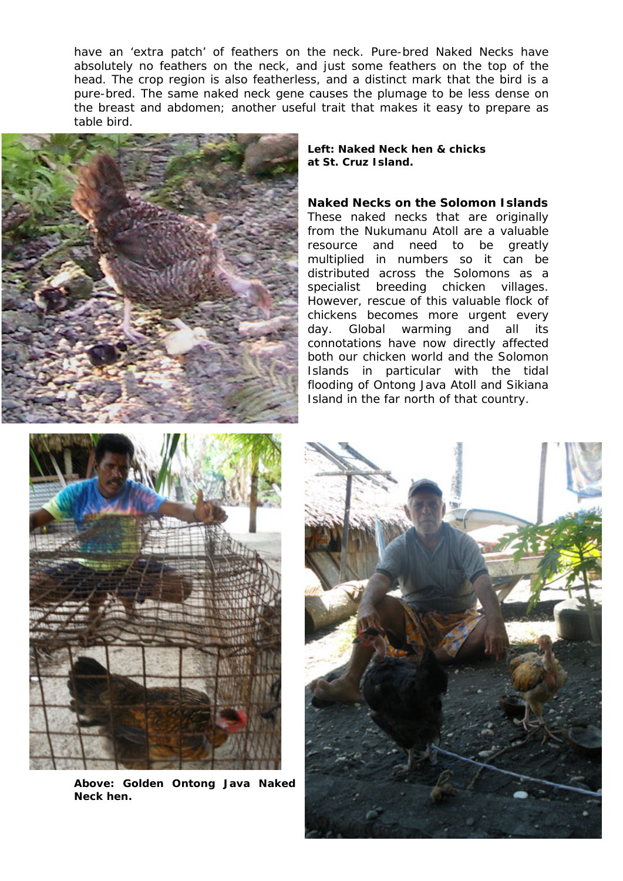have an 'extra patch' of feathers on the neck. Pure-bred Naked Necks have absolutely no feathers on the neck, and just some feathers on the top of the head. The crop region is also featherless, and a distinct mark that the bird is a pure-bred. The same naked neck gene causes the plumage to be less dense on the breast and abdomen; another useful trait that makes it easy to prepare as table bird.

**Left: Naked Neck hen & chicks at St. Cruz Island.**

## Naked Necks on the Solomon Islands

These naked necks that are originally from the Nukumanu Atoll are a valuable resource and need to be greatly multiplied in numbers so it can be distributed across the Solomons as a specialist breeding chicken villages. However, rescue of this valuable flock of chickens becomes more urgent every day. Global warming and all its connotations have now directly affected both our chicken world and the Solomon Islands in particular with the tidal flooding of Ontong Java Atoll and Sikiana Island in the far north of that country.

**Above: Golden Ontong Java Naked Neck hen.**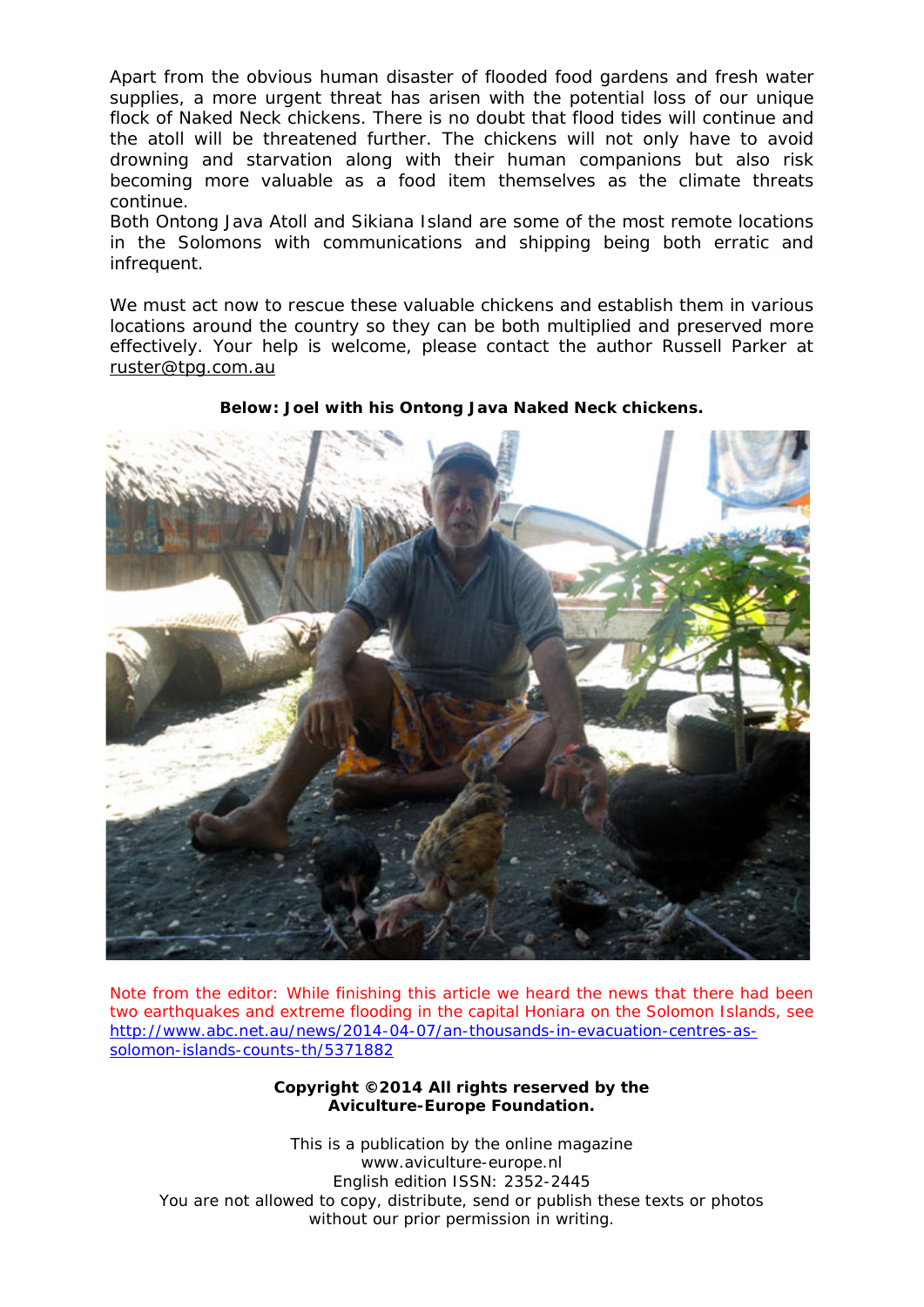Apart from the obvious human disaster of flooded food gardens and fresh water supplies, a more urgent threat has arisen with the potential loss of our unique flock of Naked Neck chickens. There is no doubt that flood tides will continue and the atoll will be threatened further. The chickens will not only have to avoid drowning and starvation along with their human companions but also risk becoming more valuable as a food item themselves as the climate threats continue.

Both Ontong Java Atoll and Sikiana Island are some of the most remote locations in the Solomons with communications and shipping being both erratic and infrequent.

We must act now to rescue these valuable chickens and establish them in various locations around the country so they can be both multiplied and preserved more effectively. Your help is welcome, please contact the author Russell Parker at ruster@tpg.com.au

**Below: Joel with his Ontong Java Naked Neck chickens.**

Note from the editor: While finishing this article we heard the news that there had been two earthquakes and extreme flooding in the capital Honiara on the Solomon Islands, see http://www.abc.net.au/news/2014-04-07/an-thousands-in-evacuation-centres-as-solomon-islands-counts-th/5371882

**Copyright ©2014 All rights reserved by the Aviculture-Europe Foundation.**

This is a publication by the online magazine
www.aviculture-europe.nl
English edition ISSN: 2352-2445
You are not allowed to copy, distribute, send or publish these texts or photos without our prior permission in writing.